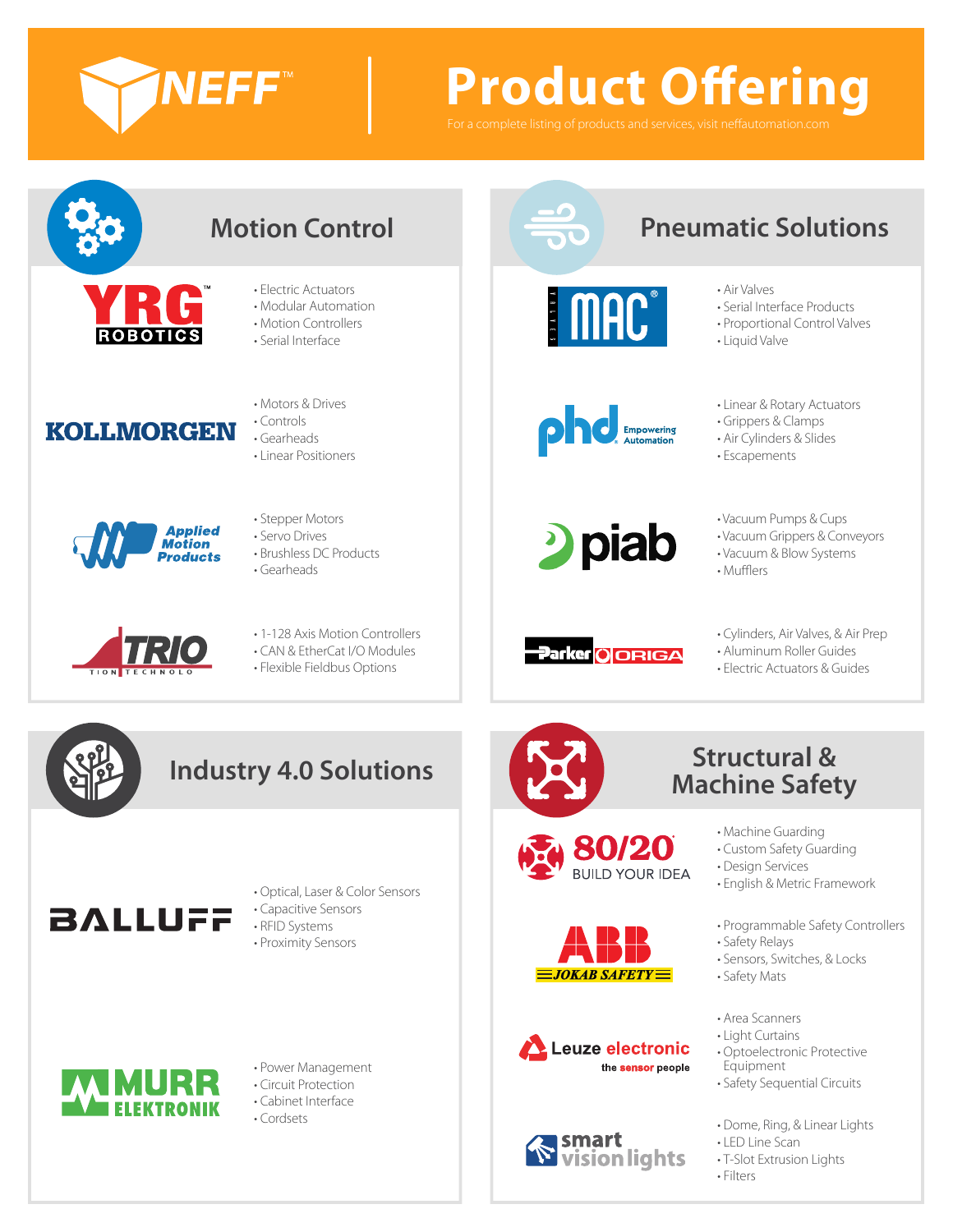# NEFF™ Product Offering

For a complete listing of products and services, visit neffautomation.com

## Motion Control

**YRG ROBOTICS**
- Electric Actuators
- Modular Automation
- Motion Controllers
- Serial Interface

**KOLLMORGEN**
- Motors & Drives
- Controls
- Gearheads
- Linear Positioners

**Applied Motion Products**
- Stepper Motors
- Servo Drives
- Brushless DC Products
- Gearheads

**TRIO MOTION TECHNOLOGY**
- 1-128 Axis Motion Controllers
- CAN & EtherCat I/O Modules
- Flexible Fieldbus Options

## Pneumatic Solutions

**MAC VALVES**
- Air Valves
- Serial Interface Products
- Proportional Control Valves
- Liquid Valve

**phd Empowering Automation**
- Linear & Rotary Actuators
- Grippers & Clamps
- Air Cylinders & Slides
- Escapements

**piab**
- Vacuum Pumps & Cups
- Vacuum Grippers & Conveyors
- Vacuum & Blow Systems
- Mufflers

**Parker ORIGA**
- Cylinders, Air Valves, & Air Prep
- Aluminum Roller Guides
- Electric Actuators & Guides

## Industry 4.0 Solutions

**BALLUFF**
- Optical, Laser & Color Sensors
- Capacitive Sensors
- RFID Systems
- Proximity Sensors

**MURR ELEKTRONIK**
- Power Management
- Circuit Protection
- Cabinet Interface
- Cordsets

## Structural & Machine Safety

**80/20 BUILD YOUR IDEA**
- Machine Guarding
- Custom Safety Guarding
- Design Services
- English & Metric Framework

**ABB JOKAB SAFETY**
- Programmable Safety Controllers
- Safety Relays
- Sensors, Switches, & Locks
- Safety Mats

**Leuze electronic – the sensor people**
- Area Scanners
- Light Curtains
- Optoelectronic Protective Equipment
- Safety Sequential Circuits

**smart vision lights**
- Dome, Ring, & Linear Lights
- LED Line Scan
- T-Slot Extrusion Lights
- Filters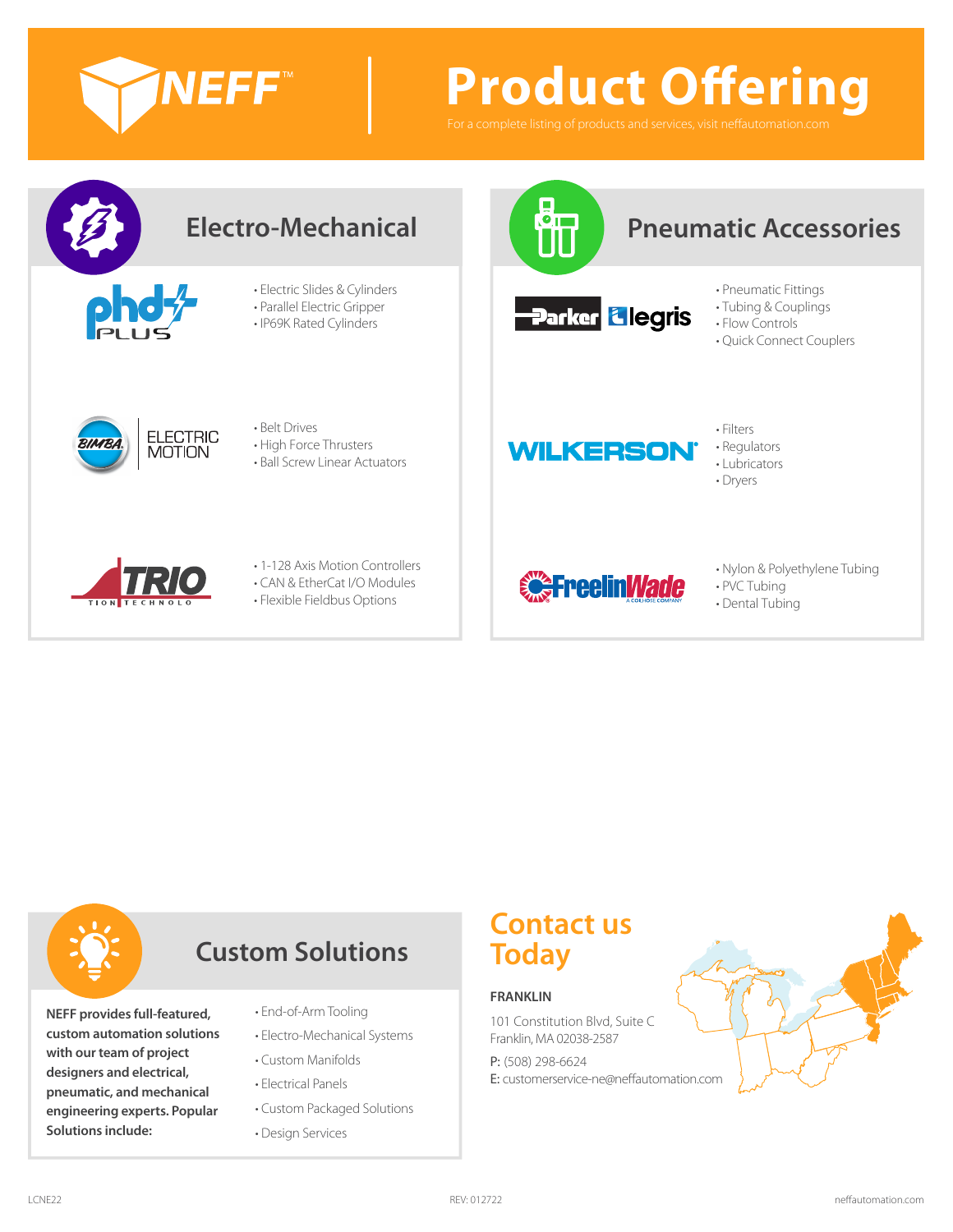# NEFF™ Product Offering

For a complete listing of products and services, visit neffautomation.com

## Electro-Mechanical

**phd PLUS**

- Electric Slides & Cylinders
- Parallel Electric Gripper
- IP69K Rated Cylinders

**BIMBA ELECTRIC MOTION**

- Belt Drives
- High Force Thrusters
- Ball Screw Linear Actuators

**TRIO MOTION TECHNOLOGY**

- 1-128 Axis Motion Controllers
- CAN & EtherCat I/O Modules
- Flexible Fieldbus Options

## Pneumatic Accessories

**Parker Legris**

- Pneumatic Fittings
- Tubing & Couplings
- Flow Controls
- Quick Connect Couplers

**WILKERSON**

- Filters
- Regulators
- Lubricators
- Dryers

**FreelinWade** (A Colhose Company)

- Nylon & Polyethylene Tubing
- PVC Tubing
- Dental Tubing

## Custom Solutions

**NEFF provides full-featured, custom automation solutions with our team of project designers and electrical, pneumatic, and mechanical engineering experts. Popular Solutions include:**

- End-of-Arm Tooling
- Electro-Mechanical Systems
- Custom Manifolds
- Electrical Panels
- Custom Packaged Solutions
- Design Services

## Contact us Today

**FRANKLIN**

101 Constitution Blvd, Suite C
Franklin, MA 02038-2587

P: (508) 298-6624
E: customerservice-ne@neffautomation.com

LCNE22 REV: 012722 neffautomation.com